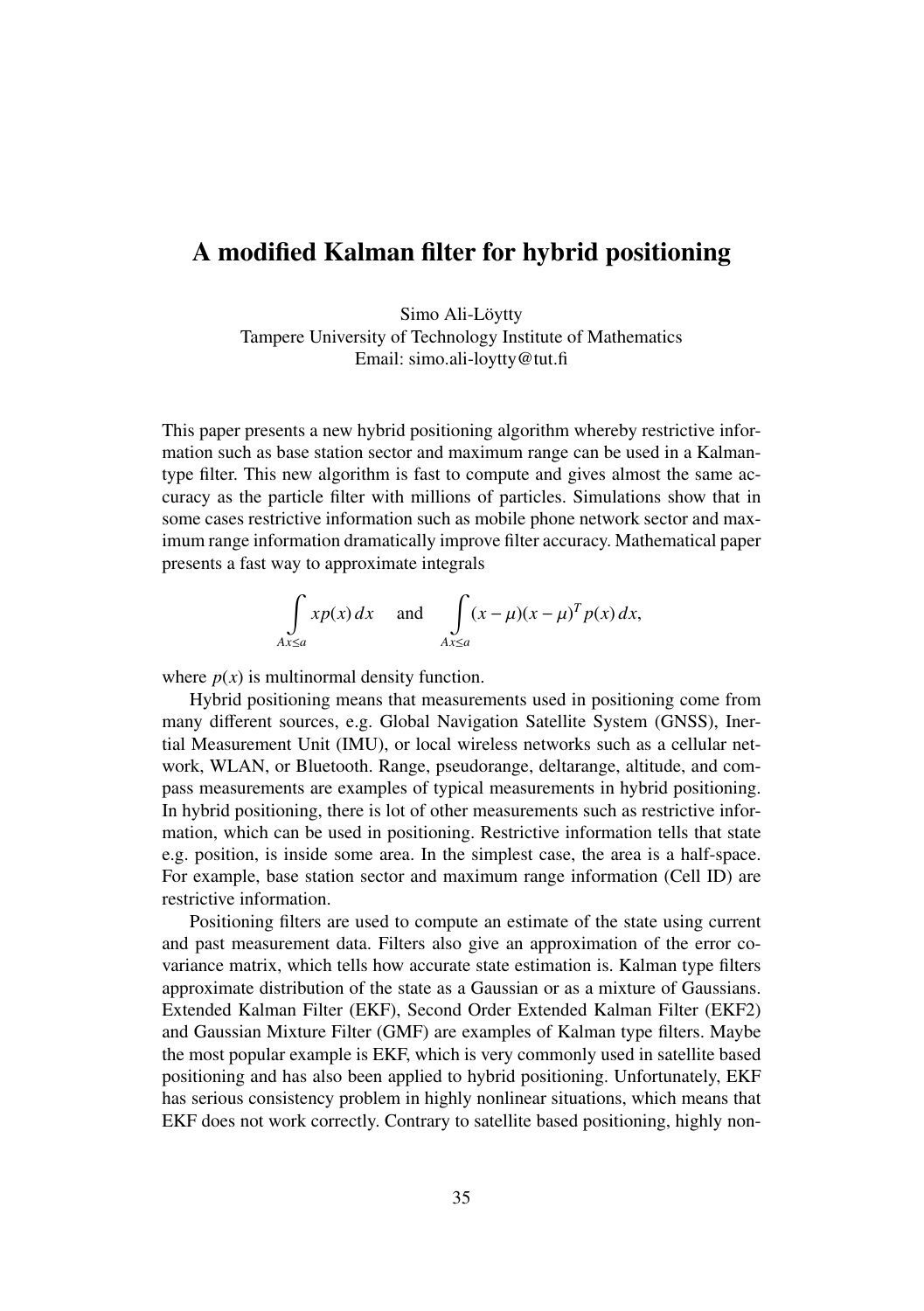# A modified Kalman filter for hybrid positioning

Simo Ali-Löytty  
Tampere University of Technology Institute of Mathematics  
Email: simo.ali-loytty@tut.fi

This paper presents a new hybrid positioning algorithm whereby restrictive information such as base station sector and maximum range can be used in a Kalman-type filter. This new algorithm is fast to compute and gives almost the same accuracy as the particle filter with millions of particles. Simulations show that in some cases restrictive information such as mobile phone network sector and maximum range information dramatically improve filter accuracy. Mathematical paper presents a fast way to approximate integrals

$$\int\limits_{Ax \leq a} x p(x)\, dx \quad \text{and} \quad \int\limits_{Ax \leq a} (x-\mu)(x-\mu)^T p(x)\, dx,$$

where $p(x)$ is multinormal density function.

Hybrid positioning means that measurements used in positioning come from many different sources, e.g. Global Navigation Satellite System (GNSS), Inertial Measurement Unit (IMU), or local wireless networks such as a cellular network, WLAN, or Bluetooth. Range, pseudorange, deltarange, altitude, and compass measurements are examples of typical measurements in hybrid positioning. In hybrid positioning, there is lot of other measurements such as restrictive information, which can be used in positioning. Restrictive information tells that state e.g. position, is inside some area. In the simplest case, the area is a half-space. For example, base station sector and maximum range information (Cell ID) are restrictive information.

Positioning filters are used to compute an estimate of the state using current and past measurement data. Filters also give an approximation of the error covariance matrix, which tells how accurate state estimation is. Kalman type filters approximate distribution of the state as a Gaussian or as a mixture of Gaussians. Extended Kalman Filter (EKF), Second Order Extended Kalman Filter (EKF2) and Gaussian Mixture Filter (GMF) are examples of Kalman type filters. Maybe the most popular example is EKF, which is very commonly used in satellite based positioning and has also been applied to hybrid positioning. Unfortunately, EKF has serious consistency problem in highly nonlinear situations, which means that EKF does not work correctly. Contrary to satellite based positioning, highly non-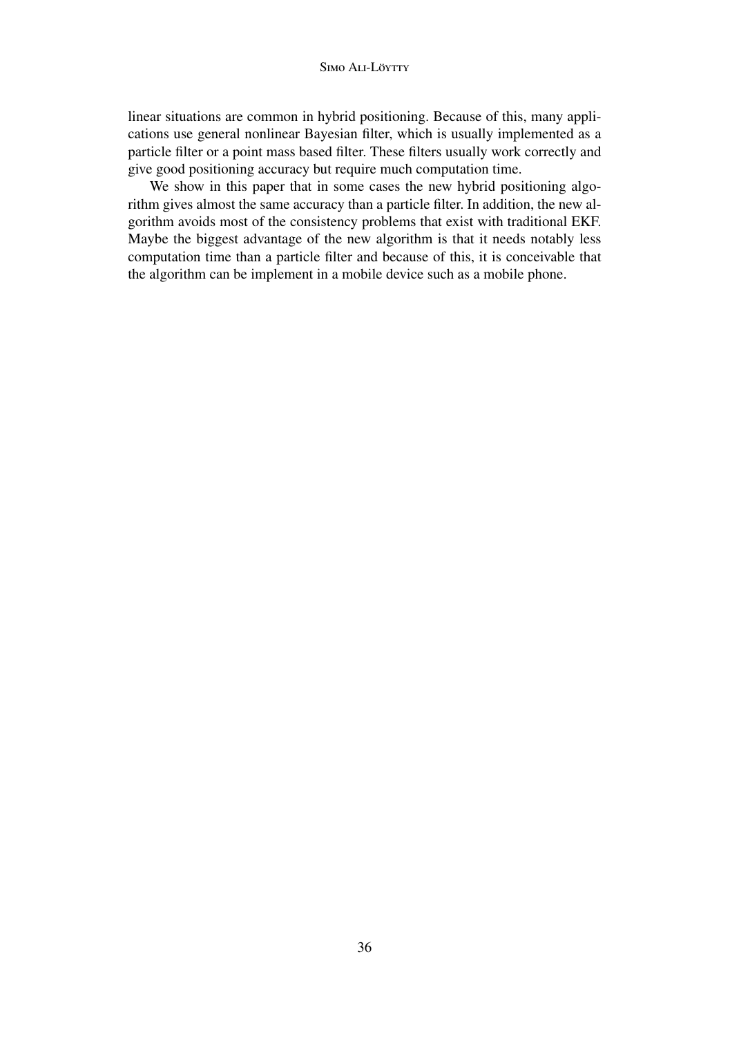linear situations are common in hybrid positioning. Because of this, many applications use general nonlinear Bayesian filter, which is usually implemented as a particle filter or a point mass based filter. These filters usually work correctly and give good positioning accuracy but require much computation time.

We show in this paper that in some cases the new hybrid positioning algorithm gives almost the same accuracy than a particle filter. In addition, the new algorithm avoids most of the consistency problems that exist with traditional EKF. Maybe the biggest advantage of the new algorithm is that it needs notably less computation time than a particle filter and because of this, it is conceivable that the algorithm can be implement in a mobile device such as a mobile phone.